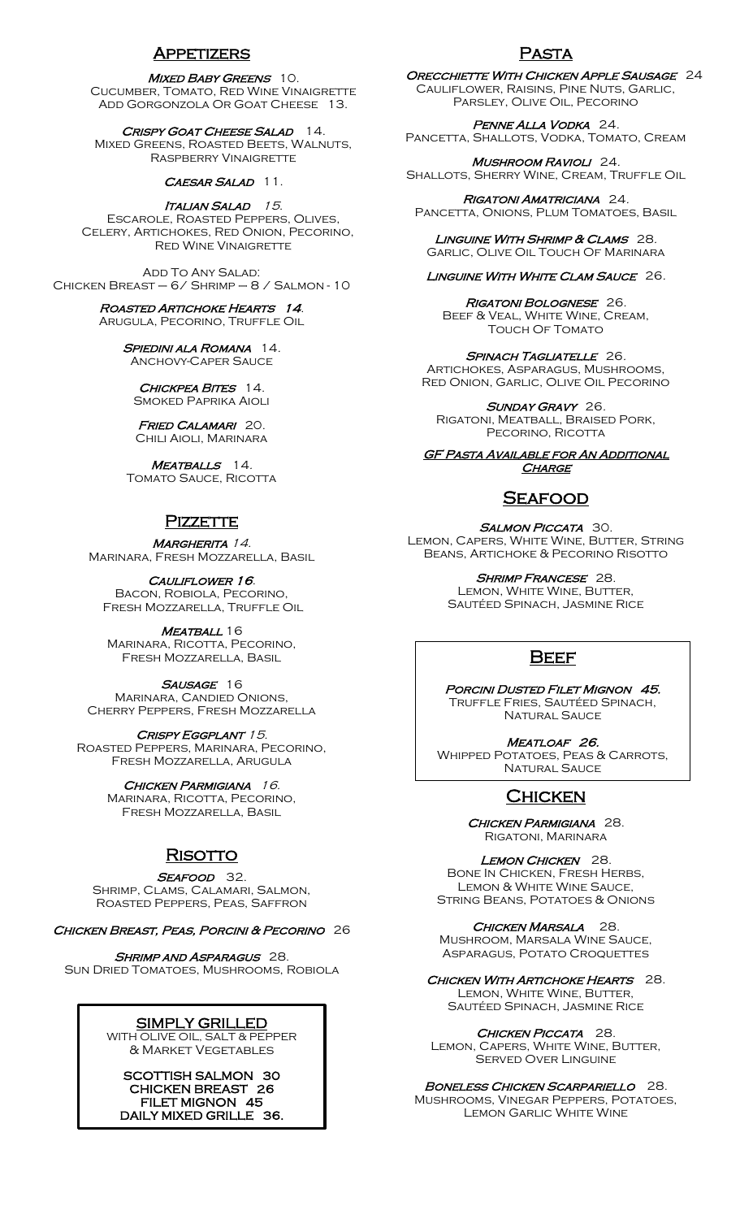## Appetizers

***Mixed Baby Greens*** 10.
Cucumber, Tomato, Red Wine Vinaigrette
Add Gorgonzola Or Goat Cheese 13.

***Crispy Goat Cheese Salad*** 14.
Mixed Greens, Roasted Beets, Walnuts, Raspberry Vinaigrette

***Caesar Salad*** 11.

***Italian Salad*** 15.
Escarole, Roasted Peppers, Olives, Celery, Artichokes, Red Onion, Pecorino, Red Wine Vinaigrette

Add To Any Salad:
Chicken Breast – 6/ Shrimp – 8 / Salmon - 10

***Roasted Artichoke Hearts*** 14.
Arugula, Pecorino, Truffle Oil

***Spiedini ala Romana*** 14.
Anchovy-Caper Sauce

***Chickpea Bites*** 14.
Smoked Paprika Aioli

***Fried Calamari*** 20.
Chili Aioli, Marinara

***Meatballs*** 14.
Tomato Sauce, Ricotta

## Pizzette

***Margherita*** 14.
Marinara, Fresh Mozzarella, Basil

***Cauliflower*** 16.
Bacon, Robiola, Pecorino, Fresh Mozzarella, Truffle Oil

***Meatball*** 16
Marinara, Ricotta, Pecorino, Fresh Mozzarella, Basil

***Sausage*** 16
Marinara, Candied Onions, Cherry Peppers, Fresh Mozzarella

***Crispy Eggplant*** 15.
Roasted Peppers, Marinara, Pecorino, Fresh Mozzarella, Arugula

***Chicken Parmigiana*** 16.
Marinara, Ricotta, Pecorino, Fresh Mozzarella, Basil

## Risotto

***Seafood*** 32.
Shrimp, Clams, Calamari, Salmon, Roasted Peppers, Peas, Saffron

***Chicken Breast, Peas, Porcini & Pecorino*** 26

***Shrimp and Asparagus*** 28.
Sun Dried Tomatoes, Mushrooms, Robiola

### SIMPLY GRILLED

WITH OLIVE OIL, SALT & PEPPER & MARKET VEGETABLES

**SCOTTISH SALMON 30**
**CHICKEN BREAST 26**
**FILET MIGNON 45**
**DAILY MIXED GRILLE 36.**

## Pasta

***Orecchiette With Chicken Apple Sausage*** 24
Cauliflower, Raisins, Pine Nuts, Garlic, Parsley, Olive Oil, Pecorino

***Penne Alla Vodka*** 24.
Pancetta, Shallots, Vodka, Tomato, Cream

***Mushroom Ravioli*** 24.
Shallots, Sherry Wine, Cream, Truffle Oil

***Rigatoni Amatriciana*** 24.
Pancetta, Onions, Plum Tomatoes, Basil

***Linguine With Shrimp & Clams*** 28.
Garlic, Olive Oil Touch Of Marinara

***Linguine With White Clam Sauce*** 26.

***Rigatoni Bolognese*** 26.
Beef & Veal, White Wine, Cream, Touch Of Tomato

***Spinach Tagliatelle*** 26.
Artichokes, Asparagus, Mushrooms, Red Onion, Garlic, Olive Oil Pecorino

***Sunday Gravy*** 26.
Rigatoni, Meatball, Braised Pork, Pecorino, Ricotta

***GF Pasta Available for An Additional Charge***

## Seafood

***Salmon Piccata*** 30.
Lemon, Capers, White Wine, Butter, String Beans, Artichoke & Pecorino Risotto

***Shrimp Francese*** 28.
Lemon, White Wine, Butter, Sautéed Spinach, Jasmine Rice

## Beef

***Porcini Dusted Filet Mignon*** **45.**
Truffle Fries, Sautéed Spinach, Natural Sauce

***Meatloaf*** **26.**
Whipped Potatoes, Peas & Carrots, Natural Sauce

## Chicken

***Chicken Parmigiana*** 28.
Rigatoni, Marinara

***Lemon Chicken*** 28.
Bone In Chicken, Fresh Herbs, Lemon & White Wine Sauce, String Beans, Potatoes & Onions

***Chicken Marsala*** 28.
Mushroom, Marsala Wine Sauce, Asparagus, Potato Croquettes

***Chicken With Artichoke Hearts*** 28.
Lemon, White Wine, Butter, Sautéed Spinach, Jasmine Rice

***Chicken Piccata*** 28.
Lemon, Capers, White Wine, Butter, Served Over Linguine

***Boneless Chicken Scarpariello*** 28.
Mushrooms, Vinegar Peppers, Potatoes, Lemon Garlic White Wine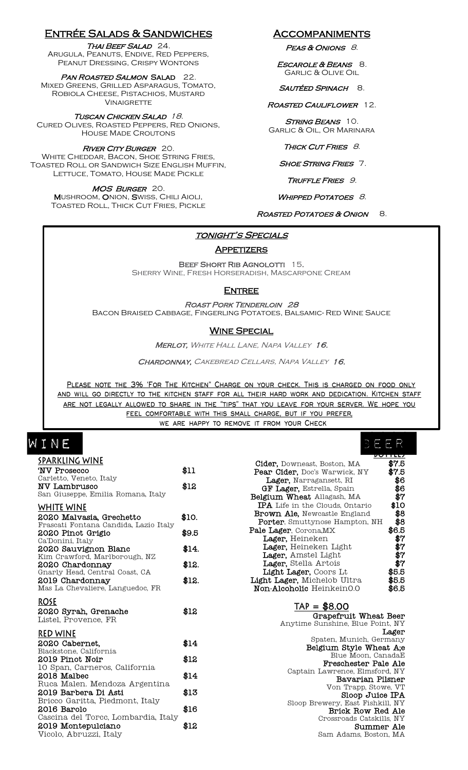## Entrée Salads & Sandwiches

***Thai Beef Salad*** 24.
Arugula, Peanuts, Endive, Red Peppers, Peanut Dressing, Crispy Wontons

***Pan Roasted Salmon* Salad** 22.
Mixed Greens, Grilled Asparagus, Tomato, Robiola Cheese, Pistachios, Mustard Vinaigrette

***Tuscan Chicken Salad*** 18.
Cured Olives, Roasted Peppers, Red Onions, House Made Croutons

***River City Burger*** 20.
White Cheddar, Bacon, Shoe String Fries, Toasted Roll or Sandwich Size English Muffin, Lettuce, Tomato, House Made Pickle

***MOS Burger*** 20.
**M**ushroom, **O**nion, **S**wiss, Chili Aioli, Toasted Roll, Thick Cut Fries, Pickle

## Accompaniments

***Peas & Onions*** 8.

***Escarole & Beans*** 8.
Garlic & Olive Oil

***Sautéed Spinach*** 8.

***Roasted Cauliflower*** 12.

***String Beans*** 10.
Garlic & Oil, Or Marinara

***Thick Cut Fries*** 8.

***Shoe String Fries*** 7.

***Truffle Fries*** 9.

***Whipped Potatoes*** 8.

***Roasted Potatoes & Onion*** 8.

## Tonight's Specials

### Appetizers

**Beef Short Rib Agnolotti** 15.
Sherry Wine, Fresh Horseradish, Mascarpone Cream

### Entree

***Roast Pork Tenderloin*** 28
Bacon Braised Cabbage, Fingerling Potatoes, Balsamic- Red Wine Sauce

### Wine Special

***Merlot,*** *White Hall Lane, Napa Valley* ***16.***

***Chardonnay,*** *Cakebread Cellars, Napa Valley* ***16.***

Please note the 3% 'For The Kitchen" Charge on your check. This is charged on food only and will go directly to the kitchen staff for all their hard work and dedication. Kitchen staff are not legally allowed to share in the "tips" that you leave for your server. We hope you feel comfortable with this small charge, but if you prefer, we are happy to remove it from your Check

# WINE

### SPARKLING WINE

| | |
|---|---|
| **'NV Prosecco**<br>Carletto, Veneto, Italy | $11 |
| **NV Lambrusco**<br>San Giuseppe, Emilia Romana, Italy | $12 |

### WHITE WINE

| | |
|---|---|
| **2020 Malvasia, Grechetto**<br>Frascati Fontana Candida, Lazio Italy | $10. |
| **2020 Pinot Grigio**<br>Ca'Donini, Italy | $9.5 |
| **2020 Sauvignon Blanc**<br>Kim Crawford, Marlborough, NZ | $14. |
| **2020 Chardonnay**<br>Gnarly Head, Central Coast, CA | $12. |
| **2019 Chardonnay**<br>Mas La Chevaliere, Languedoc, FR | $12. |

### ROSE

| | |
|---|---|
| **2020 Syrah, Grenache**<br>Listel, Provence, FR | $12 |

### RED WINE

| | |
|---|---|
| **2020 Cabernet,**<br>Blackstone, California | $14 |
| **2019 Pinot Noir**<br>10 Span, Carneros, California | $12 |
| **2018 Malbec**<br>Ruca Malen. Mendoza Argentina | $14 |
| **2019 Barbera Di Asti**<br>Bricco Garitta, Piedmont, Italy | $13 |
| **2016 Barolo**<br>Cascina del Torcc, Lombardia, Italy | $16 |
| **2019 Montepulciano**<br>Vicolo, Abruzzi, Italy | $12 |

# BEER

### BOTTLES

| | |
|---|---|
| **Cider,** Downeast, Boston, MA | $7.5 |
| **Pear Cider,** Doc's Warwick, NY | $7.5 |
| **Lager,** Narragansett, RI | $6 |
| **GF Lager,** Estrella, Spain | $6 |
| **Belgium Wheat** Allagash, MA | $7 |
| **IPA** Life in the Clouds, Ontario | $10 |
| **Brown Ale,** Newcastle England | $8 |
| **Porter**, Smuttynose Hampton, NH | $8 |
| **Pale Lager**, Corona,MX | $6.5 |
| **Lager,** Heineken | $7 |
| **Lager,** Heineken Light | $7 |
| **Lager,** Amstel Light | $7 |
| **Lager,** Stella Artois | $7 |
| **Light Lager,** Coors Lt | $5.5 |
| **Light Lager,** Michelob Ultra | $5.5 |
| **Non-Alcoholic** Heinekin0.0 | $6.5 |

### TAP = $8.00

**Grapefruit Wheat Beer**
Anytime Sunshine, Blue Point, NY

**Lager**
Spaten, Munich, Germany

**Belgium Style Wheat A;e**
Blue Moon, CanadaE

**Freschester Pale Ale**
Captain Lawrence, Elmsford, NY

**Bavarian Pilsner**
Von Trapp, Stowe, VT

**Sloop Juice IPA**
Sloop Brewery, East Fishkill, NY

**Brick Row Red Ale**
Crossroads Catskills, NY

**Summer Ale**
Sam Adams, Boston, MA